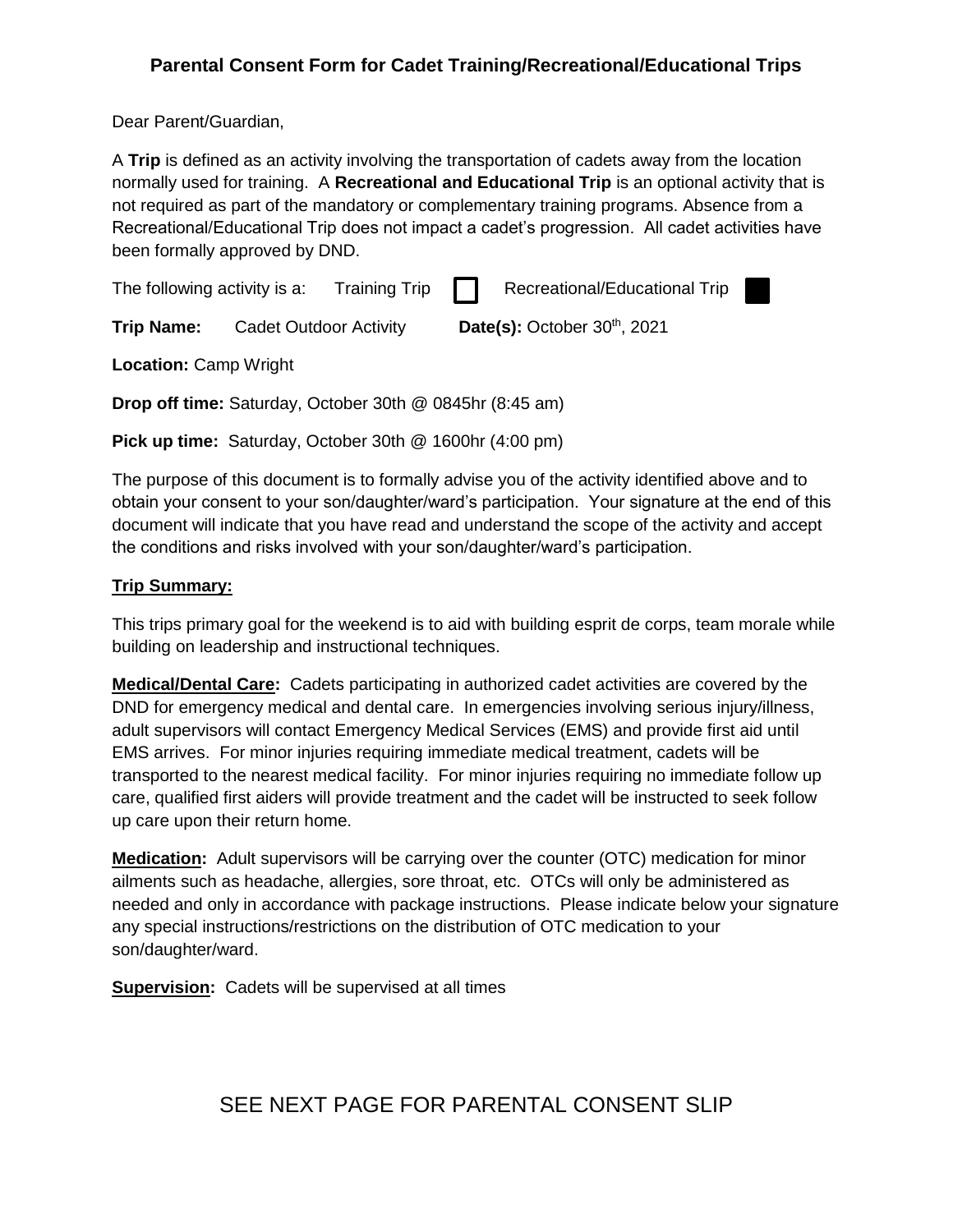# Parental Consent Form for Cadet Training/Recreational/Educational Trips

Dear Parent/Guardian,

A **Trip** is defined as an activity involving the transportation of cadets away from the location normally used for training. A **Recreational and Educational Trip** is an optional activity that is not required as part of the mandatory or complementary training programs. Absence from a Recreational/Educational Trip does not impact a cadet's progression. All cadet activities have been formally approved by DND.

The following activity is a: Training Trip ☐ Recreational/Educational Trip ■

**Trip Name:** Cadet Outdoor Activity **Date(s):** October 30th, 2021

**Location:** Camp Wright

**Drop off time:** Saturday, October 30th @ 0845hr (8:45 am)

**Pick up time:** Saturday, October 30th @ 1600hr (4:00 pm)

The purpose of this document is to formally advise you of the activity identified above and to obtain your consent to your son/daughter/ward's participation. Your signature at the end of this document will indicate that you have read and understand the scope of the activity and accept the conditions and risks involved with your son/daughter/ward's participation.

**Trip Summary:**

This trips primary goal for the weekend is to aid with building esprit de corps, team morale while building on leadership and instructional techniques.

**Medical/Dental Care:** Cadets participating in authorized cadet activities are covered by the DND for emergency medical and dental care. In emergencies involving serious injury/illness, adult supervisors will contact Emergency Medical Services (EMS) and provide first aid until EMS arrives. For minor injuries requiring immediate medical treatment, cadets will be transported to the nearest medical facility. For minor injuries requiring no immediate follow up care, qualified first aiders will provide treatment and the cadet will be instructed to seek follow up care upon their return home.

**Medication:** Adult supervisors will be carrying over the counter (OTC) medication for minor ailments such as headache, allergies, sore throat, etc. OTCs will only be administered as needed and only in accordance with package instructions. Please indicate below your signature any special instructions/restrictions on the distribution of OTC medication to your son/daughter/ward.

**Supervision:** Cadets will be supervised at all times

SEE NEXT PAGE FOR PARENTAL CONSENT SLIP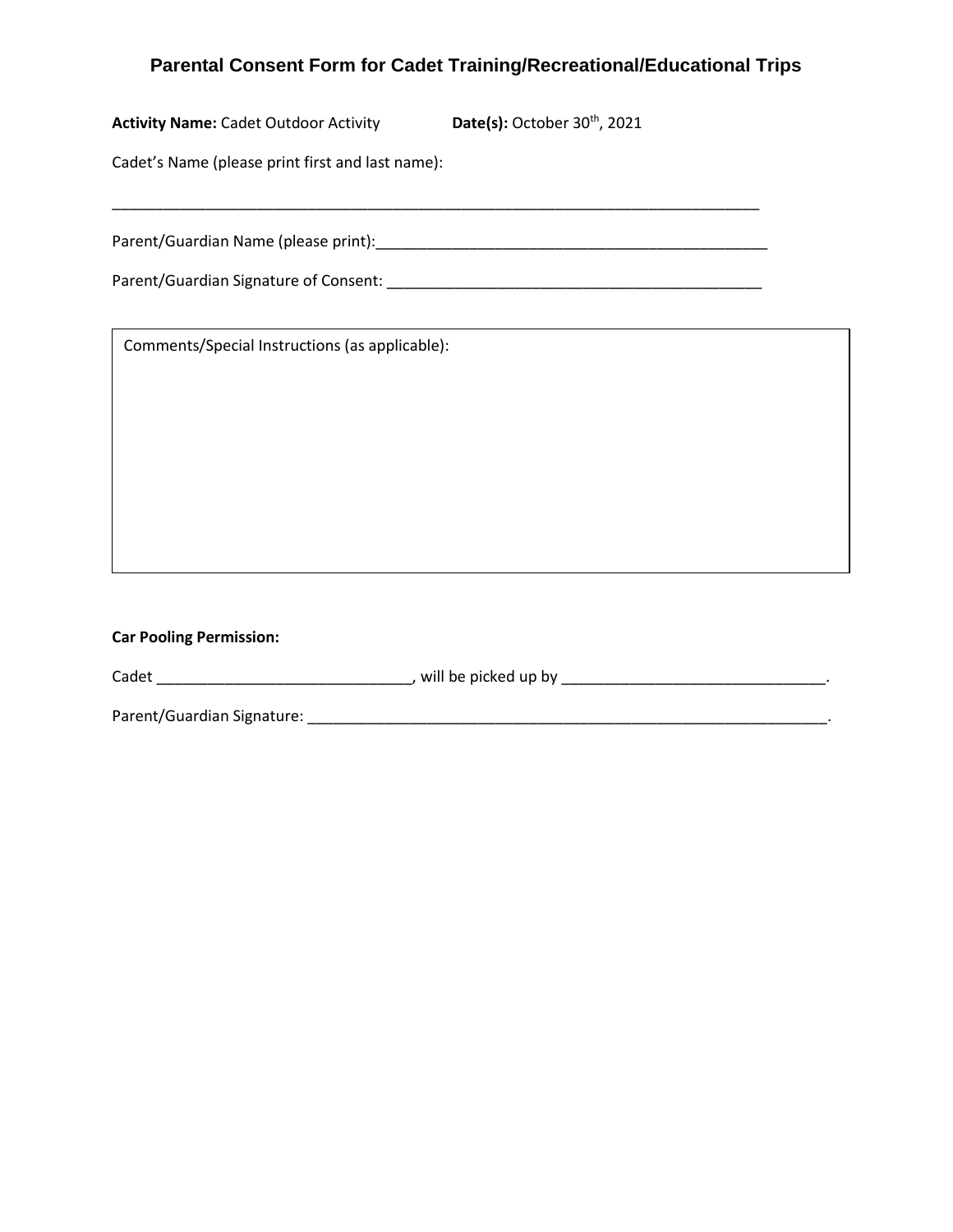## Parental Consent Form for Cadet Training/Recreational/Educational Trips

**Activity Name:** Cadet Outdoor Activity **Date(s):** October 30th, 2021

Cadet's Name (please print first and last name):

_______________________________________________________________________________

Parent/Guardian Name (please print):_______________________________________________

Parent/Guardian Signature of Consent: _____________________________________________

| Comments/Special Instructions (as applicable): |
| --- |
| |

**Car Pooling Permission:**

Cadet _______________________________, will be picked up by ________________________________.

Parent/Guardian Signature: _________________________________________________________________.